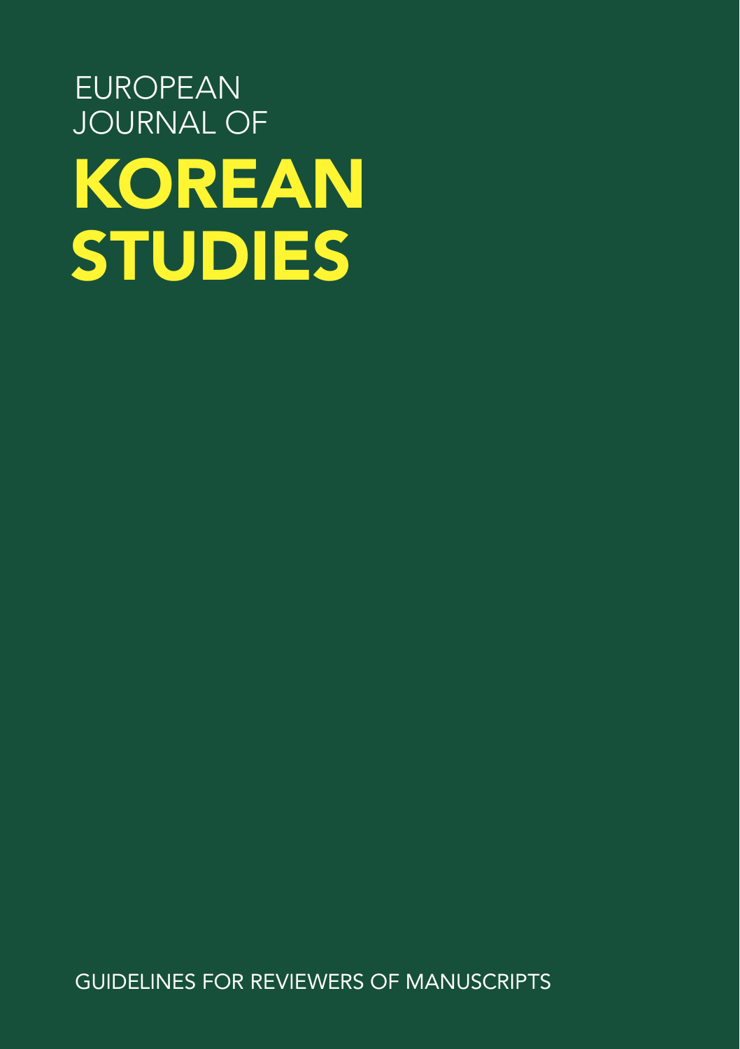EUROPEAN
JOURNAL OF

# KOREAN STUDIES

GUIDELINES FOR REVIEWERS OF MANUSCRIPTS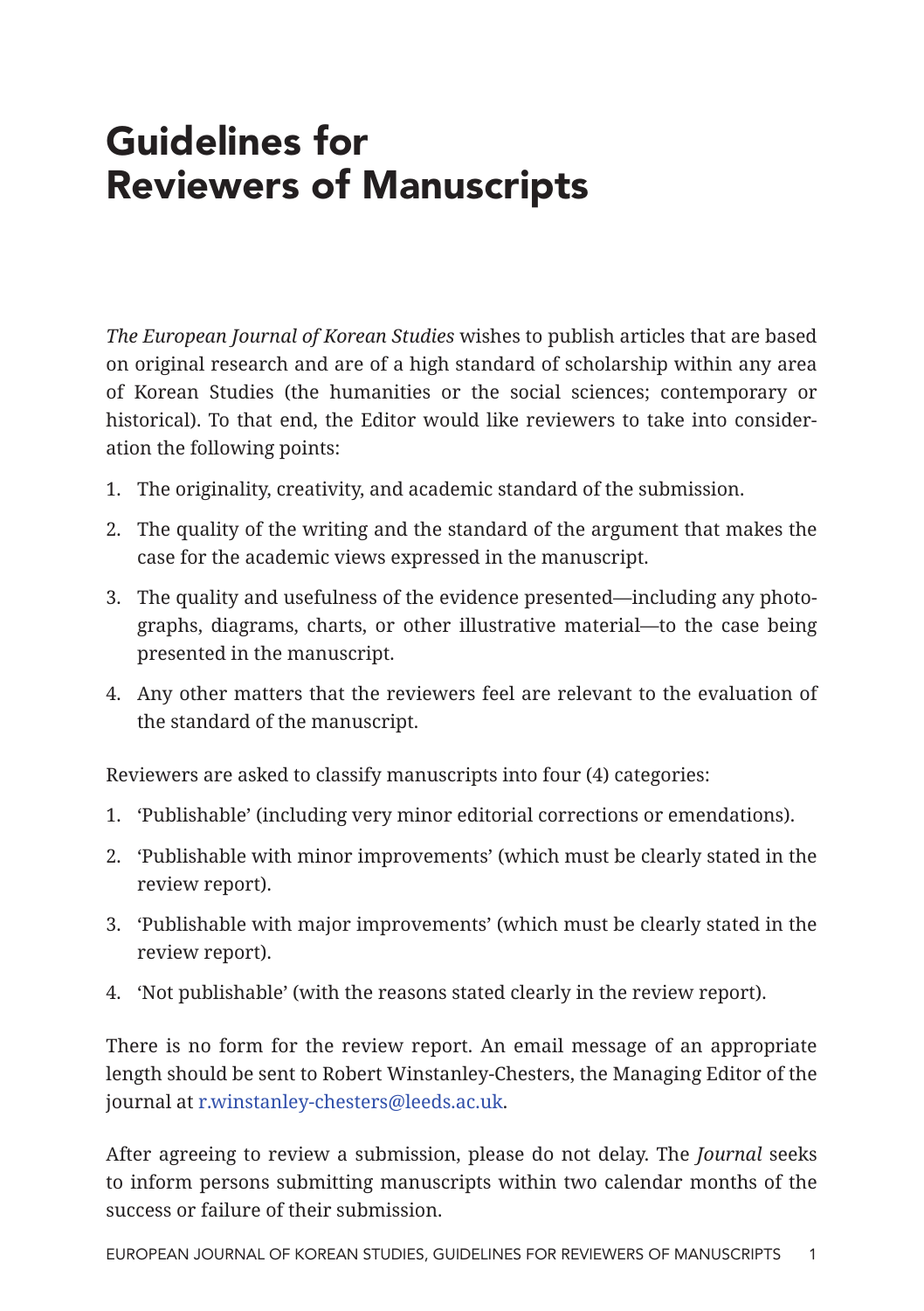# Guidelines for Reviewers of Manuscripts

*The European Journal of Korean Studies* wishes to publish articles that are based on original research and are of a high standard of scholarship within any area of Korean Studies (the humanities or the social sciences; contemporary or historical). To that end, the Editor would like reviewers to take into consideration the following points:

1. The originality, creativity, and academic standard of the submission.
2. The quality of the writing and the standard of the argument that makes the case for the academic views expressed in the manuscript.
3. The quality and usefulness of the evidence presented—including any photographs, diagrams, charts, or other illustrative material—to the case being presented in the manuscript.
4. Any other matters that the reviewers feel are relevant to the evaluation of the standard of the manuscript.

Reviewers are asked to classify manuscripts into four (4) categories:

1. 'Publishable' (including very minor editorial corrections or emendations).
2. 'Publishable with minor improvements' (which must be clearly stated in the review report).
3. 'Publishable with major improvements' (which must be clearly stated in the review report).
4. 'Not publishable' (with the reasons stated clearly in the review report).

There is no form for the review report. An email message of an appropriate length should be sent to Robert Winstanley-Chesters, the Managing Editor of the journal at r.winstanley-chesters@leeds.ac.uk.

After agreeing to review a submission, please do not delay. The *Journal* seeks to inform persons submitting manuscripts within two calendar months of the success or failure of their submission.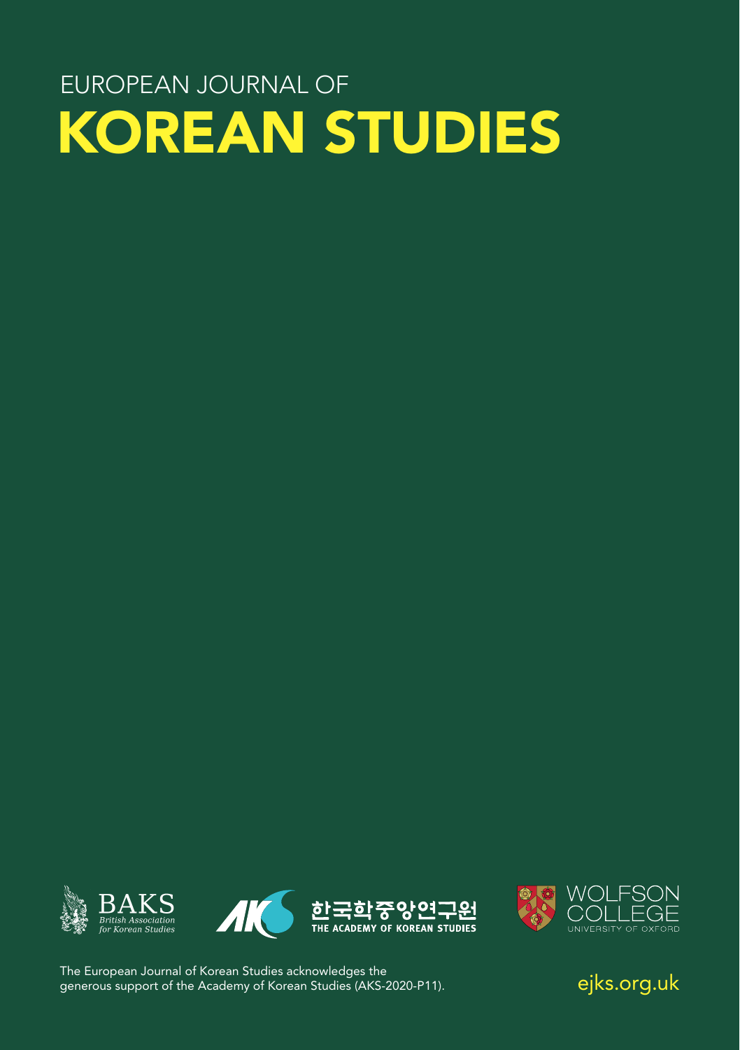EUROPEAN JOURNAL OF

# KOREAN STUDIES

BAKS British Association for Korean Studies

한국학중앙연구원 THE ACADEMY OF KOREAN STUDIES

WOLFSON COLLEGE UNIVERSITY OF OXFORD

The European Journal of Korean Studies acknowledges the generous support of the Academy of Korean Studies (AKS-2020-P11).

ejks.org.uk